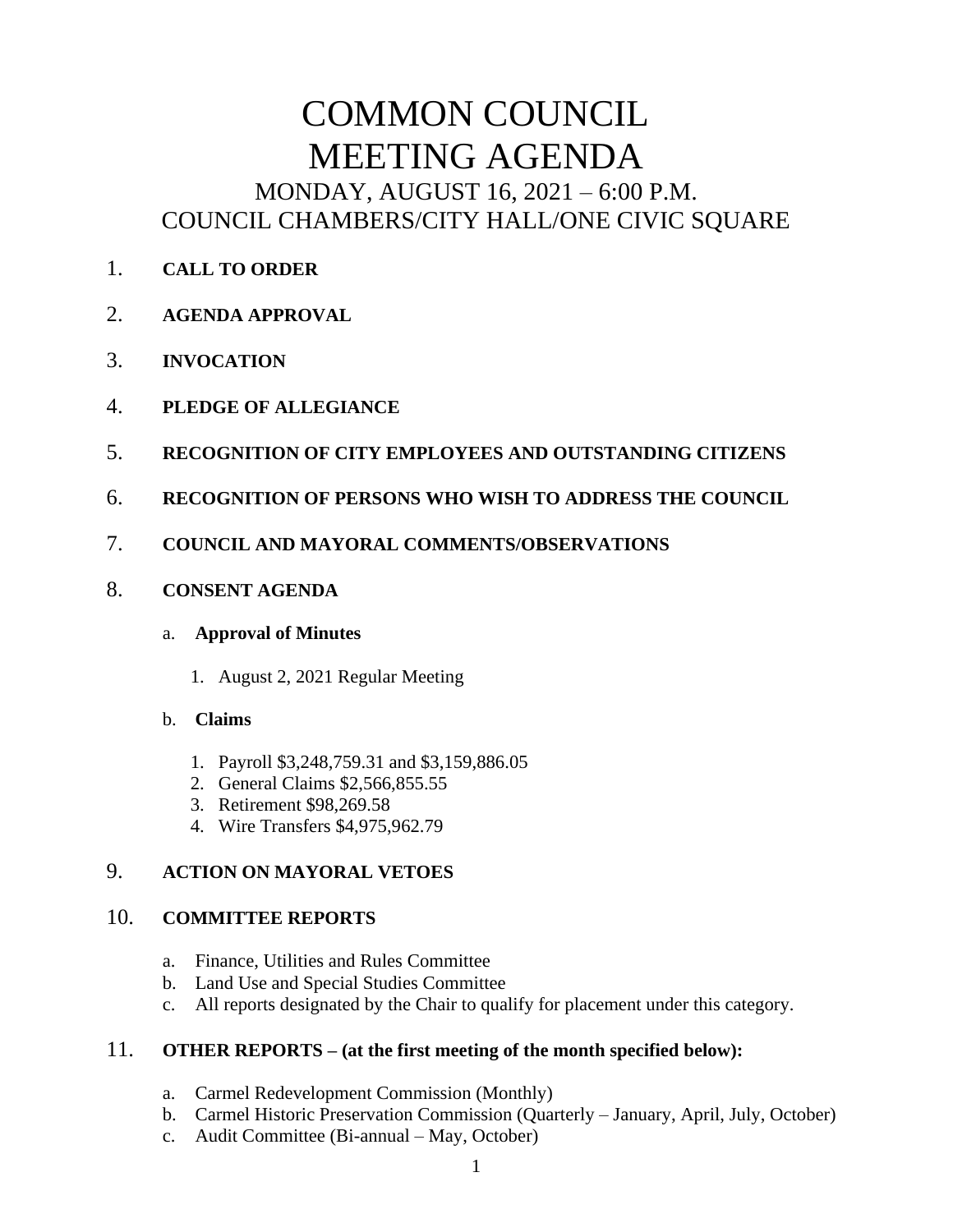# COMMON COUNCIL MEETING AGENDA

## MONDAY, AUGUST 16, 2021 – 6:00 P.M.
## COUNCIL CHAMBERS/CITY HALL/ONE CIVIC SQUARE

1. **CALL TO ORDER**

2. **AGENDA APPROVAL**

3. **INVOCATION**

4. **PLEDGE OF ALLEGIANCE**

5. **RECOGNITION OF CITY EMPLOYEES AND OUTSTANDING CITIZENS**

6. **RECOGNITION OF PERSONS WHO WISH TO ADDRESS THE COUNCIL**

7. **COUNCIL AND MAYORAL COMMENTS/OBSERVATIONS**

8. **CONSENT AGENDA**

   a. **Approval of Minutes**

      1. August 2, 2021 Regular Meeting

   b. **Claims**

      1. Payroll $3,248,759.31 and $3,159,886.05
      2. General Claims $2,566,855.55
      3. Retirement $98,269.58
      4. Wire Transfers $4,975,962.79

9. **ACTION ON MAYORAL VETOES**

10. **COMMITTEE REPORTS**

    a. Finance, Utilities and Rules Committee
    b. Land Use and Special Studies Committee
    c. All reports designated by the Chair to qualify for placement under this category.

11. **OTHER REPORTS – (at the first meeting of the month specified below):**

    a. Carmel Redevelopment Commission (Monthly)
    b. Carmel Historic Preservation Commission (Quarterly – January, April, July, October)
    c. Audit Committee (Bi-annual – May, October)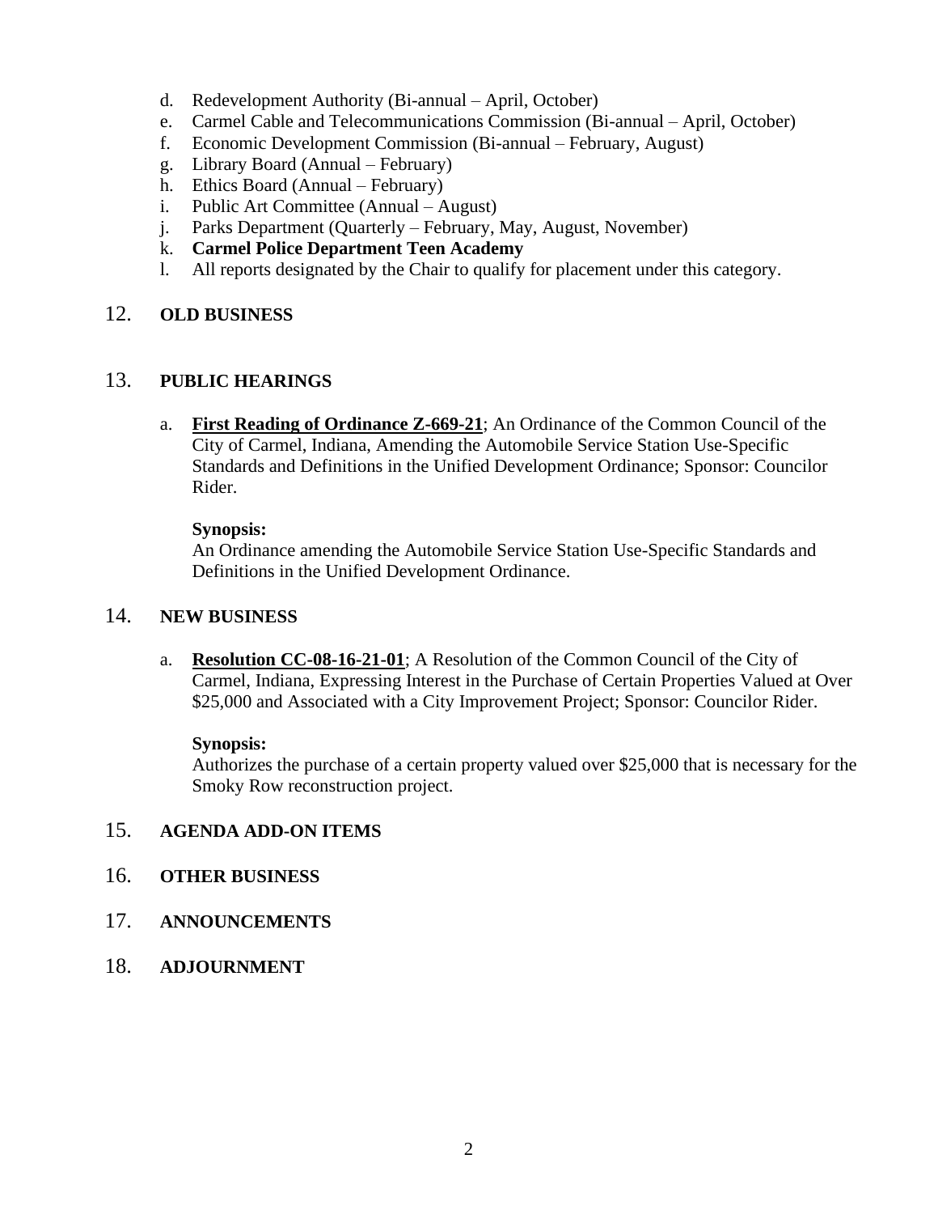d. Redevelopment Authority (Bi-annual – April, October)
e. Carmel Cable and Telecommunications Commission (Bi-annual – April, October)
f. Economic Development Commission (Bi-annual – February, August)
g. Library Board (Annual – February)
h. Ethics Board (Annual – February)
i. Public Art Committee (Annual – August)
j. Parks Department (Quarterly – February, May, August, November)
k. **Carmel Police Department Teen Academy**
l. All reports designated by the Chair to qualify for placement under this category.

12. **OLD BUSINESS**

13. **PUBLIC HEARINGS**

a. **First Reading of Ordinance Z-669-21**; An Ordinance of the Common Council of the City of Carmel, Indiana, Amending the Automobile Service Station Use-Specific Standards and Definitions in the Unified Development Ordinance; Sponsor: Councilor Rider.

**Synopsis:**
An Ordinance amending the Automobile Service Station Use-Specific Standards and Definitions in the Unified Development Ordinance.

14. **NEW BUSINESS**

a. **Resolution CC-08-16-21-01**; A Resolution of the Common Council of the City of Carmel, Indiana, Expressing Interest in the Purchase of Certain Properties Valued at Over $25,000 and Associated with a City Improvement Project; Sponsor: Councilor Rider.

**Synopsis:**
Authorizes the purchase of a certain property valued over $25,000 that is necessary for the Smoky Row reconstruction project.

15. **AGENDA ADD-ON ITEMS**

16. **OTHER BUSINESS**

17. **ANNOUNCEMENTS**

18. **ADJOURNMENT**